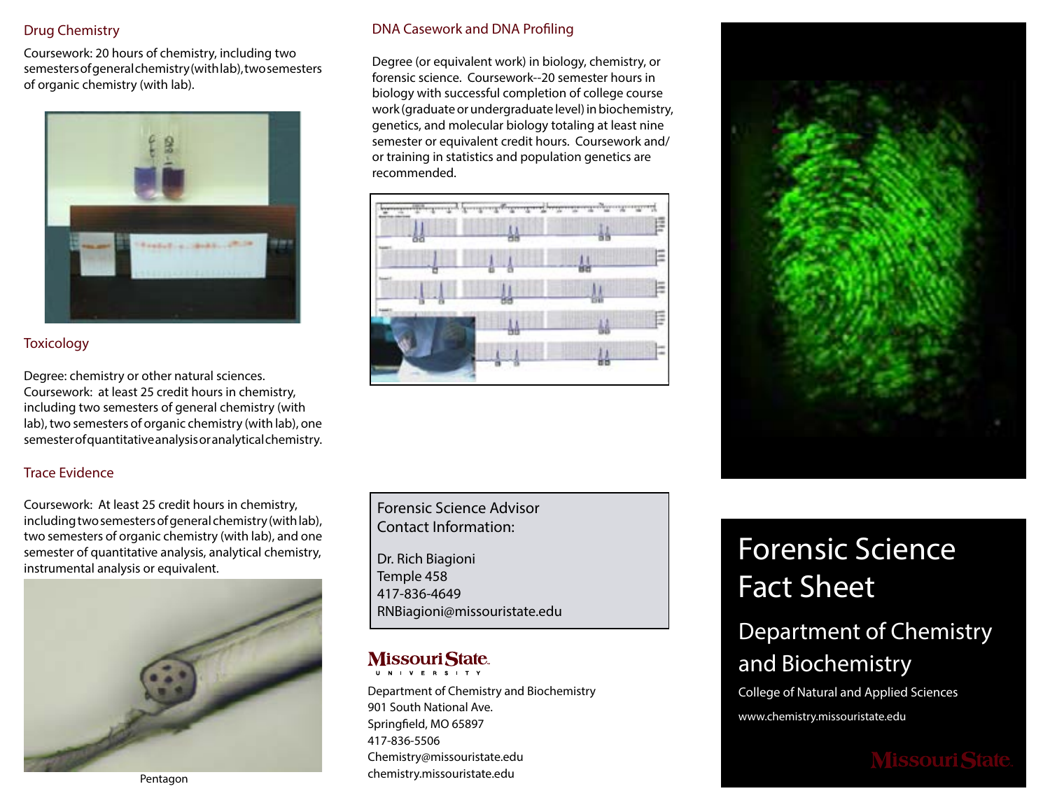## Drug Chemistry

Coursework: 20 hours of chemistry, including two semesters of general chemistry (with lab), two semesters of organic chemistry (with lab).

## Toxicology

Degree: chemistry or other natural sciences. Coursework: at least 25 credit hours in chemistry, including two semesters of general chemistry (with lab), two semesters of organic chemistry (with lab), one semester of quantitative analysis or analytical chemistry.

## Trace Evidence

Coursework: At least 25 credit hours in chemistry, including two semesters of general chemistry (with lab), two semesters of organic chemistry (with lab), and one semester of quantitative analysis, analytical chemistry, instrumental analysis or equivalent.

Pentagon

## DNA Casework and DNA Profiling

Degree (or equivalent work) in biology, chemistry, or forensic science. Coursework--20 semester hours in biology with successful completion of college course work (graduate or undergraduate level) in biochemistry, genetics, and molecular biology totaling at least nine semester or equivalent credit hours. Coursework and/or training in statistics and population genetics are recommended.

**Forensic Science Advisor Contact Information:**

Dr. Rich Biagioni
Temple 458
417-836-4649
RNBiagioni@missouristate.edu

Missouri State University

Department of Chemistry and Biochemistry
901 South National Ave.
Springfield, MO 65897
417-836-5506
Chemistry@missouristate.edu
chemistry.missouristate.edu

# Forensic Science Fact Sheet

## Department of Chemistry and Biochemistry

College of Natural and Applied Sciences

www.chemistry.missouristate.edu

Missouri State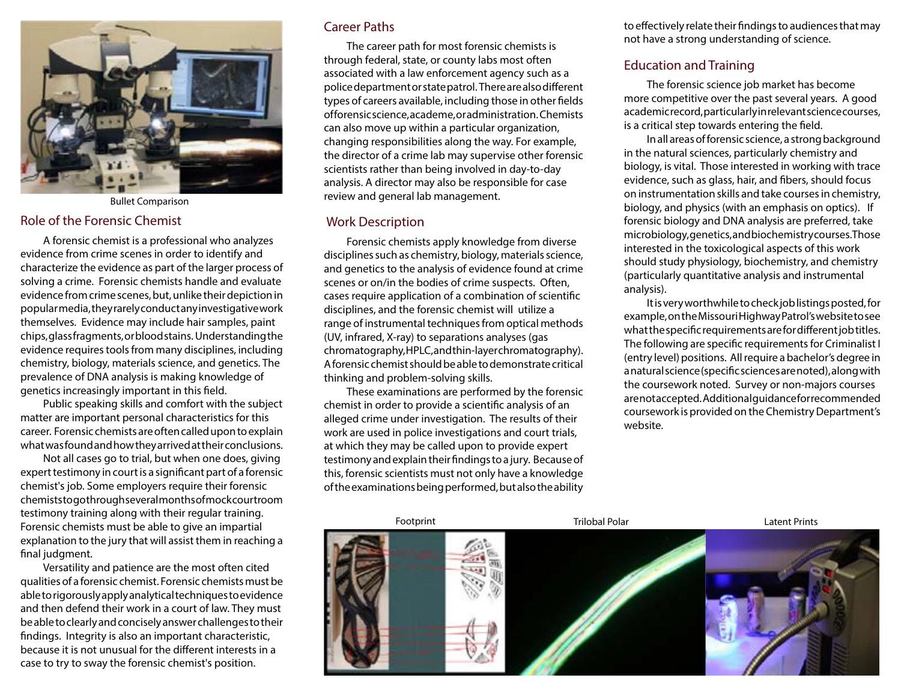Bullet Comparison

## Role of the Forensic Chemist

A forensic chemist is a professional who analyzes evidence from crime scenes in order to identify and characterize the evidence as part of the larger process of solving a crime. Forensic chemists handle and evaluate evidence from crime scenes, but, unlike their depiction in popular media, they rarely conduct any investigative work themselves. Evidence may include hair samples, paint chips, glass fragments, or blood stains. Understanding the evidence requires tools from many disciplines, including chemistry, biology, materials science, and genetics. The prevalence of DNA analysis is making knowledge of genetics increasingly important in this field.

Public speaking skills and comfort with the subject matter are important personal characteristics for this career. Forensic chemists are often called upon to explain what was found and how they arrived at their conclusions.

Not all cases go to trial, but when one does, giving expert testimony in court is a significant part of a forensic chemist's job. Some employers require their forensic chemists to go through several months of mock courtroom testimony training along with their regular training. Forensic chemists must be able to give an impartial explanation to the jury that will assist them in reaching a final judgment.

Versatility and patience are the most often cited qualities of a forensic chemist. Forensic chemists must be able to rigorously apply analytical techniques to evidence and then defend their work in a court of law. They must be able to clearly and concisely answer challenges to their findings. Integrity is also an important characteristic, because it is not unusual for the different interests in a case to try to sway the forensic chemist's position.

## Career Paths

The career path for most forensic chemists is through federal, state, or county labs most often associated with a law enforcement agency such as a police department or state patrol. There are also different types of careers available, including those in other fields of forensic science, academe, or administration. Chemists can also move up within a particular organization, changing responsibilities along the way. For example, the director of a crime lab may supervise other forensic scientists rather than being involved in day-to-day analysis. A director may also be responsible for case review and general lab management.

## Work Description

Forensic chemists apply knowledge from diverse disciplines such as chemistry, biology, materials science, and genetics to the analysis of evidence found at crime scenes or on/in the bodies of crime suspects. Often, cases require application of a combination of scientific disciplines, and the forensic chemist will utilize a range of instrumental techniques from optical methods (UV, infrared, X-ray) to separations analyses (gas chromatography, HPLC, and thin-layer chromatography). A forensic chemist should be able to demonstrate critical thinking and problem-solving skills.

These examinations are performed by the forensic chemist in order to provide a scientific analysis of an alleged crime under investigation. The results of their work are used in police investigations and court trials, at which they may be called upon to provide expert testimony and explain their findings to a jury. Because of this, forensic scientists must not only have a knowledge of the examinations being performed, but also the ability to effectively relate their findings to audiences that may not have a strong understanding of science.

## Education and Training

The forensic science job market has become more competitive over the past several years. A good academic record, particularly in relevant science courses, is a critical step towards entering the field.

In all areas of forensic science, a strong background in the natural sciences, particularly chemistry and biology, is vital. Those interested in working with trace evidence, such as glass, hair, and fibers, should focus on instrumentation skills and take courses in chemistry, biology, and physics (with an emphasis on optics). If forensic biology and DNA analysis are preferred, take microbiology, genetics, and biochemistry courses. Those interested in the toxicological aspects of this work should study physiology, biochemistry, and chemistry (particularly quantitative analysis and instrumental analysis).

It is very worthwhile to check job listings posted, for example, on the Missouri Highway Patrol's website to see what the specific requirements are for different job titles. The following are specific requirements for Criminalist I (entry level) positions. All require a bachelor's degree in a natural science (specific sciences are noted), along with the coursework noted. Survey or non-majors courses are not accepted. Additional guidance for recommended coursework is provided on the Chemistry Department's website.

Footprint

Trilobal Polar

Latent Prints